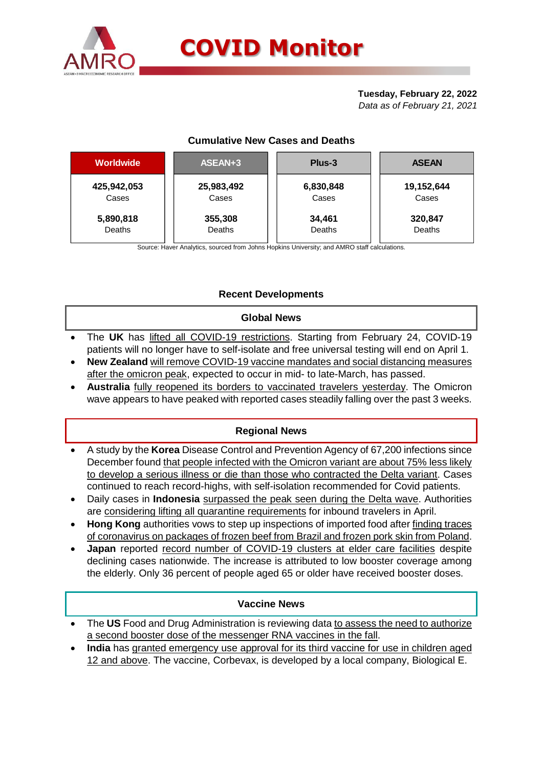# COVID Monitor

**Tuesday, February 22, 2022**
*Data as of February 21, 2021*

### Cumulative New Cases and Deaths

| Worldwide | ASEAN+3 | Plus-3 | ASEAN |
|---|---|---|---|
| **425,942,053** Cases | **25,983,492** Cases | **6,830,848** Cases | **19,152,644** Cases |
| **5,890,818** Deaths | **355,308** Deaths | **34,461** Deaths | **320,847** Deaths |

Source: Haver Analytics, sourced from Johns Hopkins University; and AMRO staff calculations.

## Recent Developments

### Global News

- The **UK** has lifted all COVID-19 restrictions. Starting from February 24, COVID-19 patients will no longer have to self-isolate and free universal testing will end on April 1.
- **New Zealand** will remove COVID-19 vaccine mandates and social distancing measures after the omicron peak, expected to occur in mid- to late-March, has passed.
- **Australia** fully reopened its borders to vaccinated travelers yesterday. The Omicron wave appears to have peaked with reported cases steadily falling over the past 3 weeks.

### Regional News

- A study by the **Korea** Disease Control and Prevention Agency of 67,200 infections since December found that people infected with the Omicron variant are about 75% less likely to develop a serious illness or die than those who contracted the Delta variant. Cases continued to reach record-highs, with self-isolation recommended for Covid patients.
- Daily cases in **Indonesia** surpassed the peak seen during the Delta wave. Authorities are considering lifting all quarantine requirements for inbound travelers in April.
- **Hong Kong** authorities vows to step up inspections of imported food after finding traces of coronavirus on packages of frozen beef from Brazil and frozen pork skin from Poland.
- **Japan** reported record number of COVID-19 clusters at elder care facilities despite declining cases nationwide. The increase is attributed to low booster coverage among the elderly. Only 36 percent of people aged 65 or older have received booster doses.

### Vaccine News

- The **US** Food and Drug Administration is reviewing data to assess the need to authorize a second booster dose of the messenger RNA vaccines in the fall.
- **India** has granted emergency use approval for its third vaccine for use in children aged 12 and above. The vaccine, Corbevax, is developed by a local company, Biological E.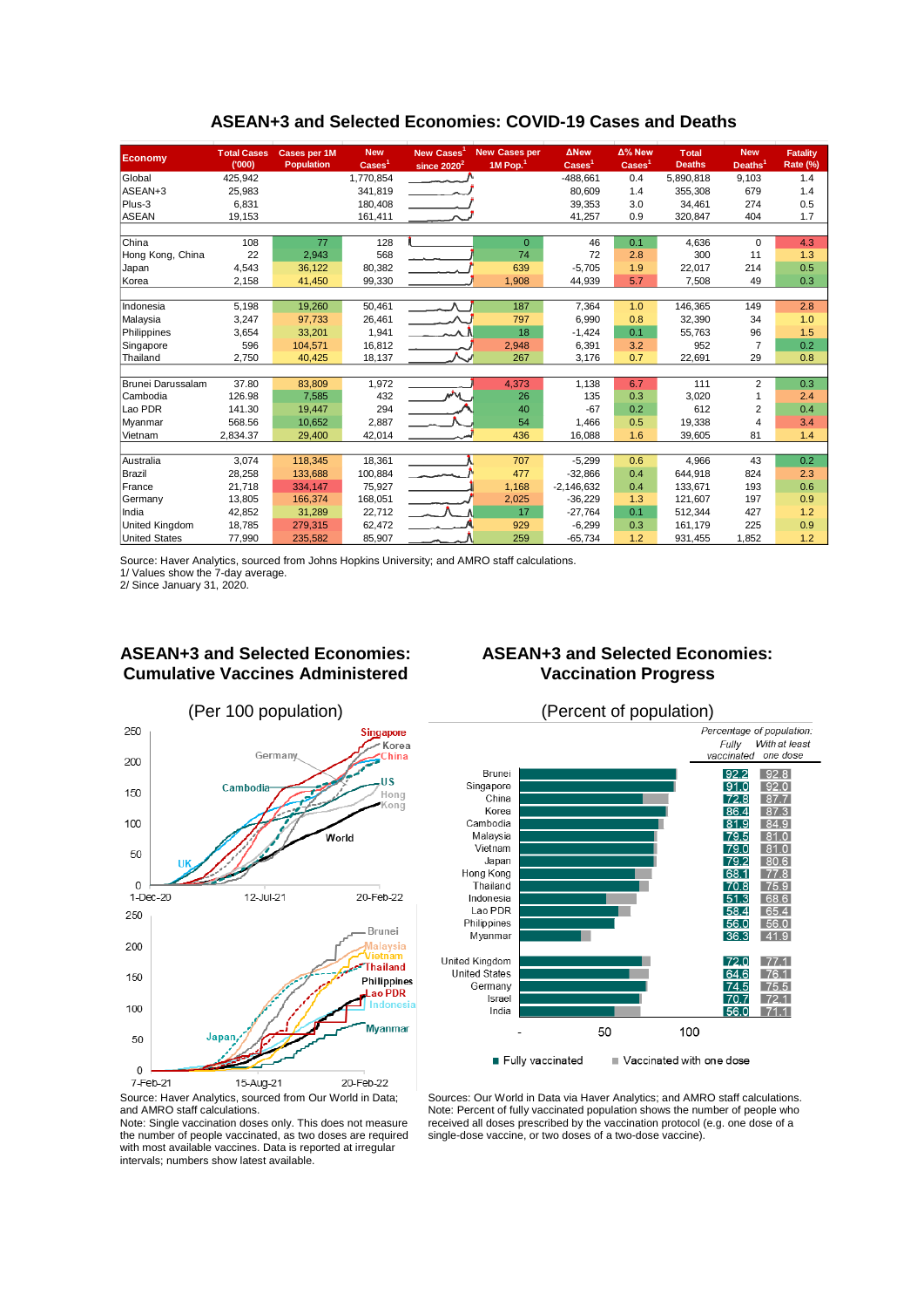## ASEAN+3 and Selected Economies: COVID-19 Cases and Deaths

| Economy | Total Cases ('000) | Cases per 1M Population | New Cases[1] | New Cases[1] since 2020[2] | New Cases per 1M Pop.[1] | ΔNew Cases[1] | Δ% New Cases[1] | Total Deaths | New Deaths[1] | Fatality Rate (%) |
|---|---|---|---|---|---|---|---|---|---|---|
| Global | 425,942 | | 1,770,854 | | | -488,661 | 0.4 | 5,890,818 | 9,103 | 1.4 |
| ASEAN+3 | 25,983 | | 341,819 | | | 80,609 | 1.4 | 355,308 | 679 | 1.4 |
| Plus-3 | 6,831 | | 180,408 | | | 39,353 | 3.0 | 34,461 | 274 | 0.5 |
| ASEAN | 19,153 | | 161,411 | | | 41,257 | 0.9 | 320,847 | 404 | 1.7 |
| | | | | | | | | | | |
| China | 108 | 77 | 128 | | 0 | 46 | 0.1 | 4,636 | 0 | 4.3 |
| Hong Kong, China | 22 | 2,943 | 568 | | 74 | 72 | 2.8 | 300 | 11 | 1.3 |
| Japan | 4,543 | 36,122 | 80,382 | | 639 | -5,705 | 1.9 | 22,017 | 214 | 0.5 |
| Korea | 2,158 | 41,450 | 99,330 | | 1,908 | 44,939 | 5.7 | 7,508 | 49 | 0.3 |
| | | | | | | | | | | |
| Indonesia | 5,198 | 19,260 | 50,461 | | 187 | 7,364 | 1.0 | 146,365 | 149 | 2.8 |
| Malaysia | 3,247 | 97,733 | 26,461 | | 797 | 6,990 | 0.8 | 32,390 | 34 | 1.0 |
| Philippines | 3,654 | 33,201 | 1,941 | | 18 | -1,424 | 0.1 | 55,763 | 96 | 1.5 |
| Singapore | 596 | 104,571 | 16,812 | | 2,948 | 6,391 | 3.2 | 952 | 7 | 0.2 |
| Thailand | 2,750 | 40,425 | 18,137 | | 267 | 3,176 | 0.7 | 22,691 | 29 | 0.8 |
| | | | | | | | | | | |
| Brunei Darussalam | 37.80 | 83,809 | 1,972 | | 4,373 | 1,138 | 6.7 | 111 | 2 | 0.3 |
| Cambodia | 126.98 | 7,585 | 432 | | 26 | 135 | 0.3 | 3,020 | 1 | 2.4 |
| Lao PDR | 141.30 | 19,447 | 294 | | 40 | -67 | 0.2 | 612 | 2 | 0.4 |
| Myanmar | 568.56 | 10,652 | 2,887 | | 54 | 1,466 | 0.5 | 19,338 | 4 | 3.4 |
| Vietnam | 2,834.37 | 29,400 | 42,014 | | 436 | 16,088 | 1.6 | 39,605 | 81 | 1.4 |
| | | | | | | | | | | |
| Australia | 3,074 | 118,345 | 18,361 | | 707 | -5,299 | 0.6 | 4,966 | 43 | 0.2 |
| Brazil | 28,258 | 133,688 | 100,884 | | 477 | -32,866 | 0.4 | 644,918 | 824 | 2.3 |
| France | 21,718 | 334,147 | 75,927 | | 1,168 | -2,146,632 | 0.4 | 133,671 | 193 | 0.6 |
| Germany | 13,805 | 166,374 | 168,051 | | 2,025 | -36,229 | 1.3 | 121,607 | 197 | 0.9 |
| India | 42,852 | 31,289 | 22,712 | | 17 | -27,764 | 0.1 | 512,344 | 427 | 1.2 |
| United Kingdom | 18,785 | 279,315 | 62,472 | | 929 | -6,299 | 0.3 | 161,179 | 225 | 0.9 |
| United States | 77,990 | 235,582 | 85,907 | | 259 | -65,734 | 1.2 | 931,455 | 1,852 | 1.2 |

Source: Haver Analytics, sourced from Johns Hopkins University; and AMRO staff calculations.
1/ Values show the 7-day average.
2/ Since January 31, 2020.

## ASEAN+3 and Selected Economies: Cumulative Vaccines Administered

(Per 100 population)

250, 200, 150, 100, 50, 0
1-Dec-20, 12-Jul-21, 20-Feb-22
Singapore, Korea, China, Germany, Cambodia, US, Hong Kong, World, UK

250, 200, 150, 100, 50, 0
7-Feb-21, 15-Aug-21, 20-Feb-22
Brunei, Malaysia, Vietnam, Thailand, Philippines, Lao PDR, Indonesia, Myanmar, Japan

Source: Haver Analytics, sourced from Our World in Data; and AMRO staff calculations.
Note: Single vaccination doses only. This does not measure the number of people vaccinated, as two doses are required with most available vaccines. Data is reported at irregular intervals; numbers show latest available.

## ASEAN+3 and Selected Economies: Vaccination Progress

(Percent of population)

*Percentage of population:*
*Fully vaccinated* / *With at least one dose*

Brunei 92.2 / 92.8
Singapore 91.0 / 92.0
China 72.8 / 87.7
Korea 86.4 / 87.3
Cambodia 81.9 / 84.9
Malaysia 79.5 / 81.0
Vietnam 79.0 / 81.0
Japan 79.2 / 80.6
Hong Kong 68.1 / 77.8
Thailand 70.8 / 75.9
Indonesia 51.3 / 68.6
Lao PDR 58.4 / 65.4
Philippines 56.0 / 56.0
Myanmar 36.3 / 41.9

United Kingdom 72.0 / 77.1
United States 64.6 / 76.1
Germany 74.5 / 75.5
Israel 70.7 / 72.1
India 56.0 / 71.1

-, 50, 100

Fully vaccinated
Vaccinated with one dose

Sources: Our World in Data via Haver Analytics; and AMRO staff calculations.
Note: Percent of fully vaccinated population shows the number of people who received all doses prescribed by the vaccination protocol (e.g. one dose of a single-dose vaccine, or two doses of a two-dose vaccine).